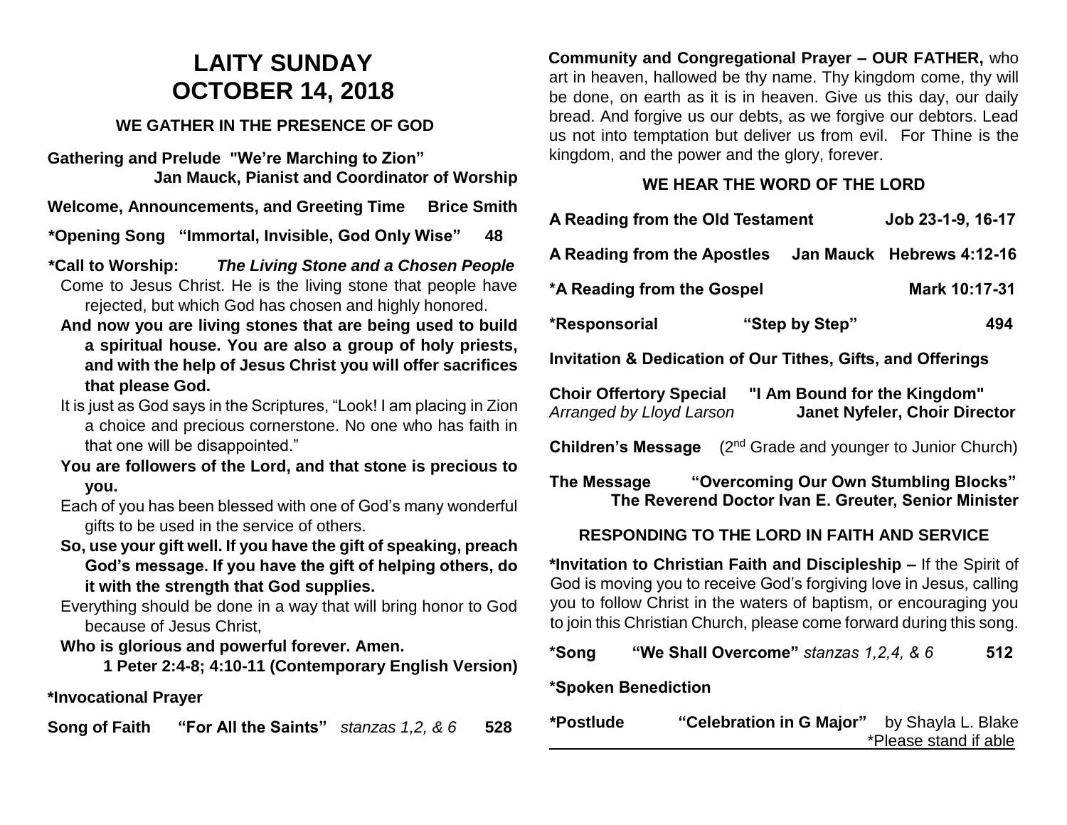# LAITY SUNDAY
# OCTOBER 14, 2018

## WE GATHER IN THE PRESENCE OF GOD

**Gathering and Prelude "We're Marching to Zion"**
**Jan Mauck, Pianist and Coordinator of Worship**

**Welcome, Announcements, and Greeting Time Brice Smith**

**\*Opening Song "Immortal, Invisible, God Only Wise" 48**

**\*Call to Worship:** ***The Living Stone and a Chosen People***

Come to Jesus Christ. He is the living stone that people have rejected, but which God has chosen and highly honored.

**And now you are living stones that are being used to build a spiritual house. You are also a group of holy priests, and with the help of Jesus Christ you will offer sacrifices that please God.**

It is just as God says in the Scriptures, "Look! I am placing in Zion a choice and precious cornerstone. No one who has faith in that one will be disappointed."

**You are followers of the Lord, and that stone is precious to you.**

Each of you has been blessed with one of God's many wonderful gifts to be used in the service of others.

**So, use your gift well. If you have the gift of speaking, preach God's message. If you have the gift of helping others, do it with the strength that God supplies.**

Everything should be done in a way that will bring honor to God because of Jesus Christ,

**Who is glorious and powerful forever. Amen.**

**1 Peter 2:4-8; 4:10-11 (Contemporary English Version)**

**\*Invocational Prayer**

**Song of Faith "For All the Saints"** *stanzas 1,2, & 6* **528**

**Community and Congregational Prayer – OUR FATHER,** who art in heaven, hallowed be thy name. Thy kingdom come, thy will be done, on earth as it is in heaven. Give us this day, our daily bread. And forgive us our debts, as we forgive our debtors. Lead us not into temptation but deliver us from evil. For Thine is the kingdom, and the power and the glory, forever.

## WE HEAR THE WORD OF THE LORD

**A Reading from the Old Testament Job 23-1-9, 16-17**

**A Reading from the Apostles Jan Mauck Hebrews 4:12-16**

**\*A Reading from the Gospel Mark 10:17-31**

**\*Responsorial "Step by Step" 494**

**Invitation & Dedication of Our Tithes, Gifts, and Offerings**

**Choir Offertory Special "I Am Bound for the Kingdom"**
*Arranged by Lloyd Larson* **Janet Nyfeler, Choir Director**

**Children's Message** (2nd Grade and younger to Junior Church)

**The Message "Overcoming Our Own Stumbling Blocks"**
**The Reverend Doctor Ivan E. Greuter, Senior Minister**

## RESPONDING TO THE LORD IN FAITH AND SERVICE

**\*Invitation to Christian Faith and Discipleship –** If the Spirit of God is moving you to receive God's forgiving love in Jesus, calling you to follow Christ in the waters of baptism, or encouraging you to join this Christian Church, please come forward during this song.

**\*Song "We Shall Overcome"** *stanzas 1,2,4, & 6* **512**

**\*Spoken Benediction**

**\*Postlude "Celebration in G Major"** by Shayla L. Blake

\*Please stand if able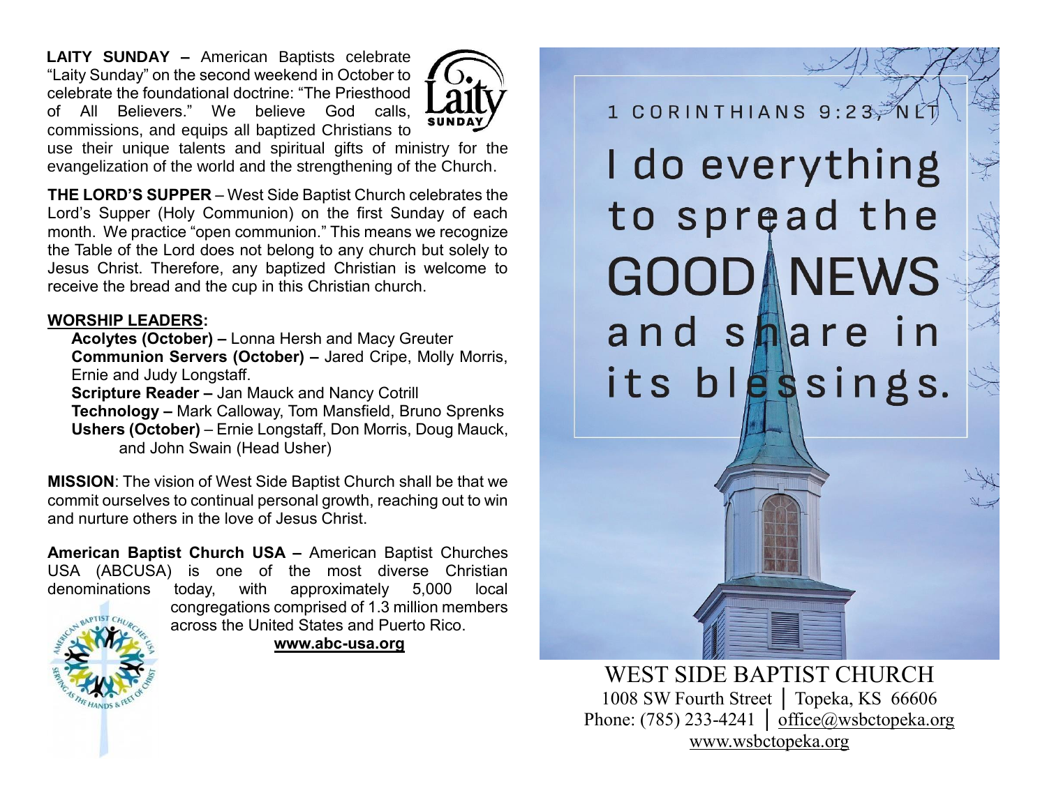**LAITY SUNDAY –** American Baptists celebrate "Laity Sunday" on the second weekend in October to celebrate the foundational doctrine: "The Priesthood of All Believers." We believe God calls, commissions, and equips all baptized Christians to use their unique talents and spiritual gifts of ministry for the evangelization of the world and the strengthening of the Church.

**THE LORD'S SUPPER** – West Side Baptist Church celebrates the Lord's Supper (Holy Communion) on the first Sunday of each month. We practice "open communion." This means we recognize the Table of the Lord does not belong to any church but solely to Jesus Christ. Therefore, any baptized Christian is welcome to receive the bread and the cup in this Christian church.

**WORSHIP LEADERS:**

**Acolytes (October) –** Lonna Hersh and Macy Greuter
**Communion Servers (October) –** Jared Cripe, Molly Morris, Ernie and Judy Longstaff.
**Scripture Reader –** Jan Mauck and Nancy Cotrill
**Technology –** Mark Calloway, Tom Mansfield, Bruno Sprenks
**Ushers (October)** – Ernie Longstaff, Don Morris, Doug Mauck, and John Swain (Head Usher)

**MISSION**: The vision of West Side Baptist Church shall be that we commit ourselves to continual personal growth, reaching out to win and nurture others in the love of Jesus Christ.

**American Baptist Church USA –** American Baptist Churches USA (ABCUSA) is one of the most diverse Christian denominations today, with approximately 5,000 local congregations comprised of 1.3 million members across the United States and Puerto Rico.

**www.abc-usa.org**

1 CORINTHIANS 9:23, NLT

I do everything to spread the GOOD NEWS and share in its blessings.

WEST SIDE BAPTIST CHURCH
1008 SW Fourth Street | Topeka, KS 66606
Phone: (785) 233-4241 | office@wsbctopeka.org
www.wsbctopeka.org